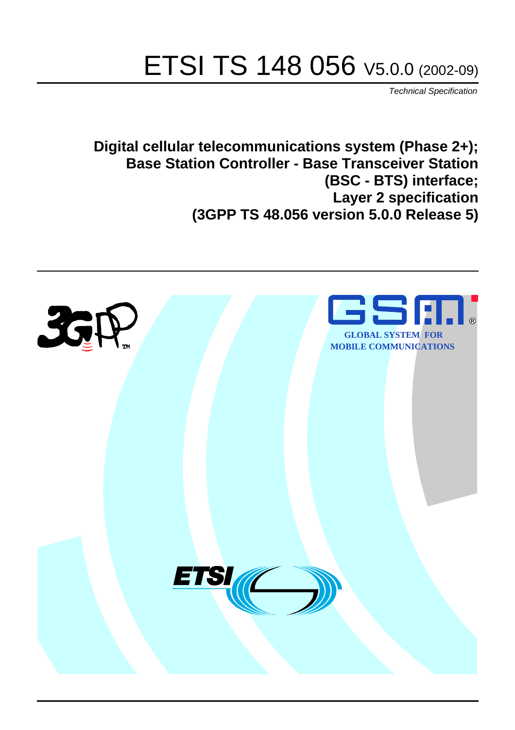# ETSI TS 148 056 V5.0.0 (2002-09)

*Technical Specification*

**Digital cellular telecommunications system (Phase 2+);
Base Station Controller - Base Transceiver Station
(BSC - BTS) interface;
Layer 2 specification
(3GPP TS 48.056 version 5.0.0 Release 5)**

GLOBAL SYSTEM FOR
MOBILE COMMUNICATIONS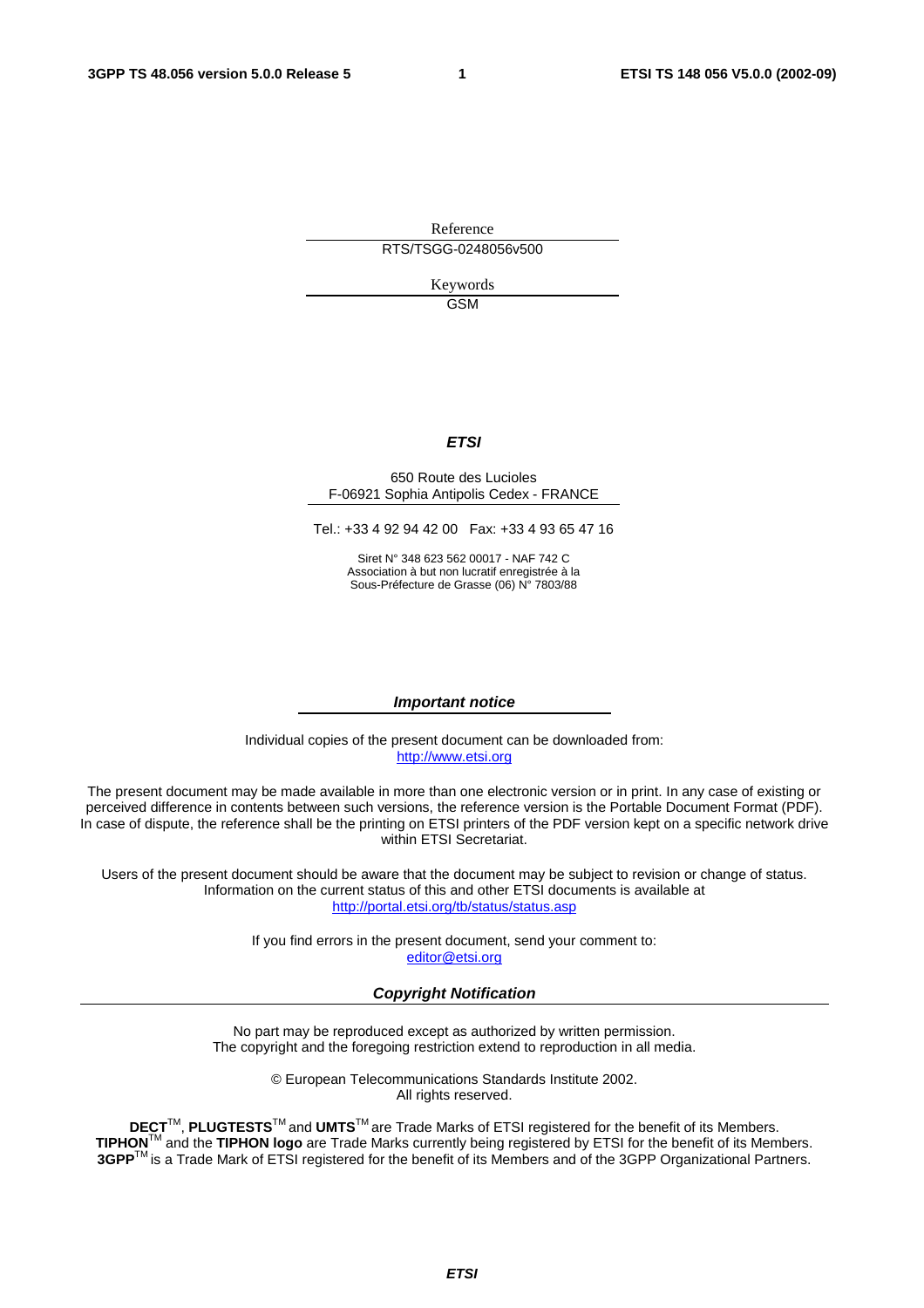Reference

RTS/TSGG-0248056v500

Keywords

GSM

***ETSI***

650 Route des Lucioles
F-06921 Sophia Antipolis Cedex - FRANCE

Tel.: +33 4 92 94 42 00   Fax: +33 4 93 65 47 16

Siret N° 348 623 562 00017 - NAF 742 C
Association à but non lucratif enregistrée à la
Sous-Préfecture de Grasse (06) N° 7803/88

***Important notice***

Individual copies of the present document can be downloaded from:
http://www.etsi.org

The present document may be made available in more than one electronic version or in print. In any case of existing or perceived difference in contents between such versions, the reference version is the Portable Document Format (PDF). In case of dispute, the reference shall be the printing on ETSI printers of the PDF version kept on a specific network drive within ETSI Secretariat.

Users of the present document should be aware that the document may be subject to revision or change of status. Information on the current status of this and other ETSI documents is available at
http://portal.etsi.org/tb/status/status.asp

If you find errors in the present document, send your comment to:
editor@etsi.org

***Copyright Notification***

No part may be reproduced except as authorized by written permission.
The copyright and the foregoing restriction extend to reproduction in all media.

© European Telecommunications Standards Institute 2002.
All rights reserved.

**DECT**™, **PLUGTESTS**™ and **UMTS**™ are Trade Marks of ETSI registered for the benefit of its Members.
**TIPHON**™ and the **TIPHON logo** are Trade Marks currently being registered by ETSI for the benefit of its Members.
**3GPP**™ is a Trade Mark of ETSI registered for the benefit of its Members and of the 3GPP Organizational Partners.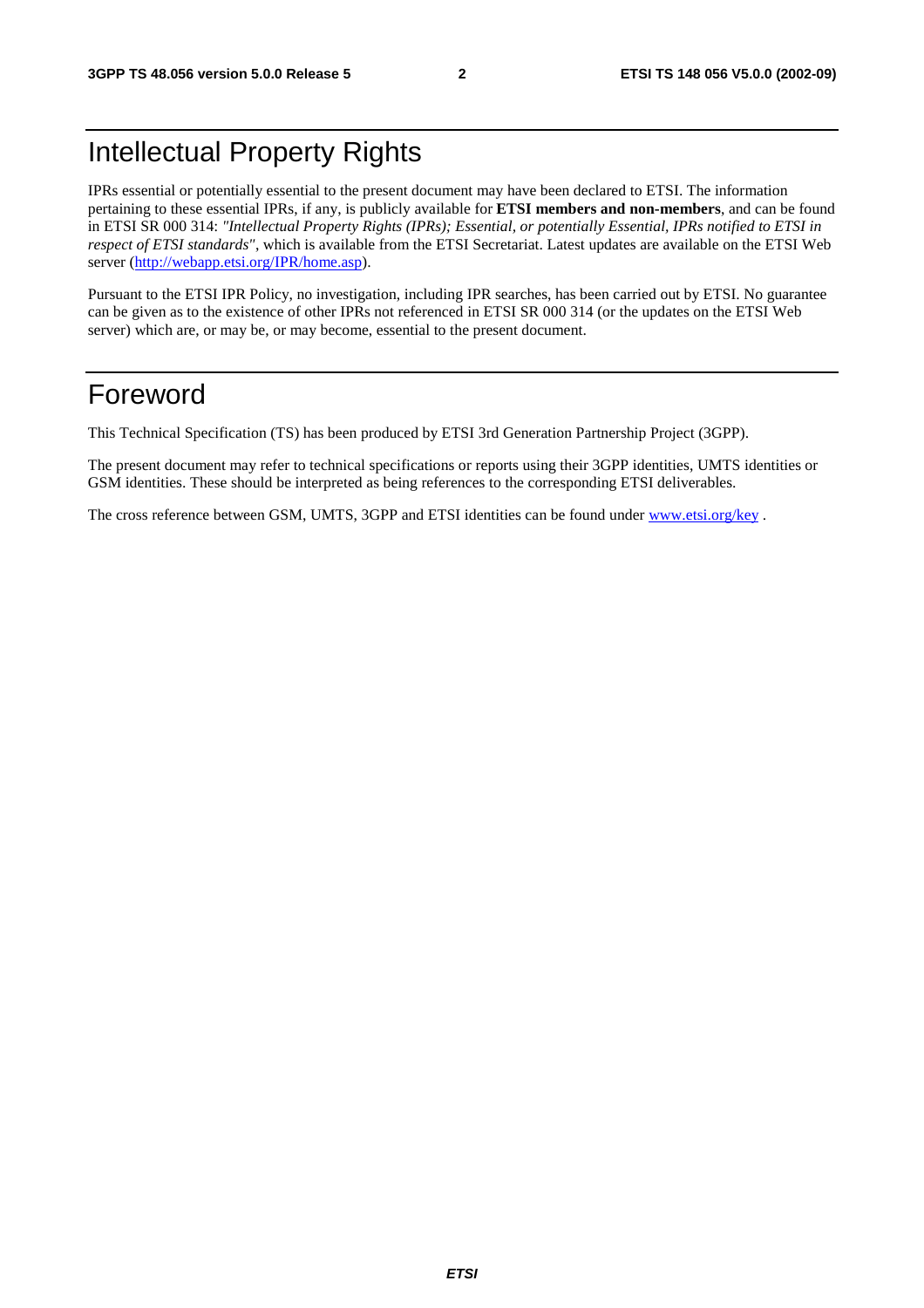# Intellectual Property Rights

IPRs essential or potentially essential to the present document may have been declared to ETSI. The information pertaining to these essential IPRs, if any, is publicly available for **ETSI members and non-members**, and can be found in ETSI SR 000 314: *"Intellectual Property Rights (IPRs); Essential, or potentially Essential, IPRs notified to ETSI in respect of ETSI standards"*, which is available from the ETSI Secretariat. Latest updates are available on the ETSI Web server (http://webapp.etsi.org/IPR/home.asp).

Pursuant to the ETSI IPR Policy, no investigation, including IPR searches, has been carried out by ETSI. No guarantee can be given as to the existence of other IPRs not referenced in ETSI SR 000 314 (or the updates on the ETSI Web server) which are, or may be, or may become, essential to the present document.

# Foreword

This Technical Specification (TS) has been produced by ETSI 3rd Generation Partnership Project (3GPP).

The present document may refer to technical specifications or reports using their 3GPP identities, UMTS identities or GSM identities. These should be interpreted as being references to the corresponding ETSI deliverables.

The cross reference between GSM, UMTS, 3GPP and ETSI identities can be found under www.etsi.org/key .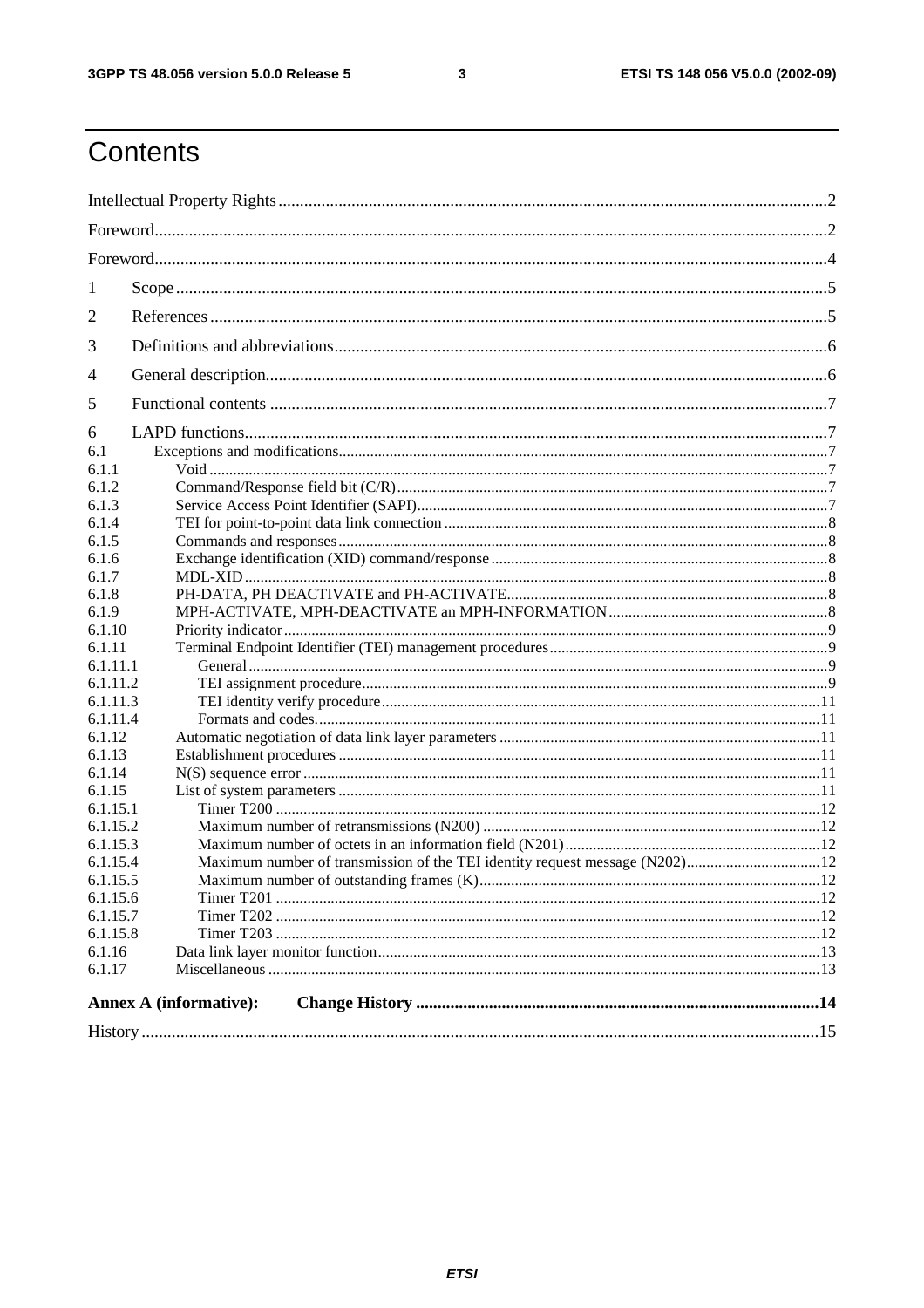# Contents

Intellectual Property Rights ........................................................................................................................2

Foreword.......................................................................................................................................................2

Foreword.......................................................................................................................................................4

1 Scope .........................................................................................................................................................5

2 References .................................................................................................................................................5

3 Definitions and abbreviations.....................................................................................................................6

4 General description.....................................................................................................................................6

5 Functional contents ....................................................................................................................................7

6 LAPD functions..........................................................................................................................................7

6.1 Exceptions and modifications.........................................................................................................................7

6.1.1 Void .........................................................................................................................................................7

6.1.2 Command/Response field bit (C/R)..........................................................................................................7

6.1.3 Service Access Point Identifier (SAPI).....................................................................................................7

6.1.4 TEI for point-to-point data link connection ..............................................................................................8

6.1.5 Commands and responses.........................................................................................................................8

6.1.6 Exchange identification (XID) command/response ..................................................................................8

6.1.7 MDL-XID ................................................................................................................................................8

6.1.8 PH-DATA, PH DEACTIVATE and PH-ACTIVATE...............................................................................8

6.1.9 MPH-ACTIVATE, MPH-DEACTIVATE an MPH-INFORMATION.....................................................8

6.1.10 Priority indicator.......................................................................................................................................9

6.1.11 Terminal Endpoint Identifier (TEI) management procedures....................................................................9

6.1.11.1 General................................................................................................................................................9

6.1.11.2 TEI assignment procedure...................................................................................................................9

6.1.11.3 TEI identity verify procedure............................................................................................................11

6.1.11.4 Formats and codes.............................................................................................................................11

6.1.12 Automatic negotiation of data link layer parameters ...............................................................................11

6.1.13 Establishment procedures .......................................................................................................................11

6.1.14 N(S) sequence error ................................................................................................................................11

6.1.15 List of system parameters .......................................................................................................................11

6.1.15.1 Timer T200 .......................................................................................................................................12

6.1.15.2 Maximum number of retransmissions (N200) ...................................................................................12

6.1.15.3 Maximum number of octets in an information field (N201)..............................................................12

6.1.15.4 Maximum number of transmission of the TEI identity request message (N202)................................12

6.1.15.5 Maximum number of outstanding frames (K)....................................................................................12

6.1.15.6 Timer T201 .......................................................................................................................................12

6.1.15.7 Timer T202 .......................................................................................................................................12

6.1.15.8 Timer T203 .......................................................................................................................................12

6.1.16 Data link layer monitor function.............................................................................................................13

6.1.17 Miscellaneous .........................................................................................................................................13

**Annex A (informative): Change History .........................................................................................14**

History .........................................................................................................................................................15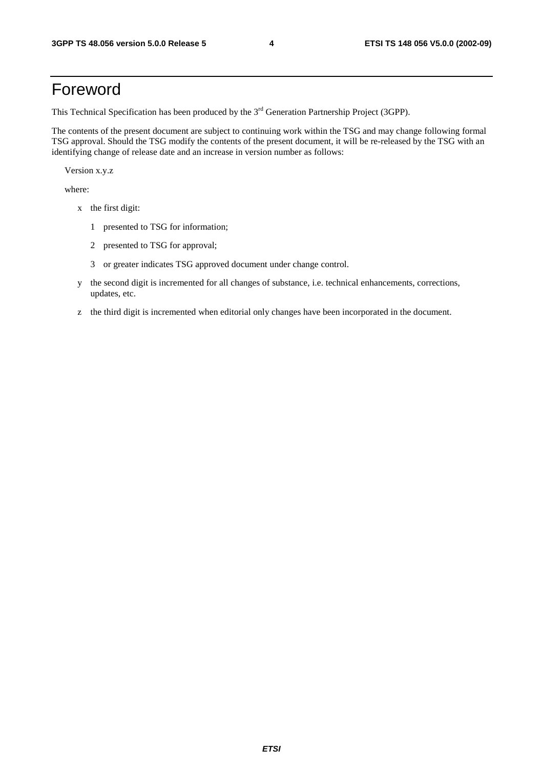# Foreword

This Technical Specification has been produced by the 3rd Generation Partnership Project (3GPP).

The contents of the present document are subject to continuing work within the TSG and may change following formal TSG approval. Should the TSG modify the contents of the present document, it will be re-released by the TSG with an identifying change of release date and an increase in version number as follows:

Version x.y.z

where:

- x the first digit:
  - 1 presented to TSG for information;
  - 2 presented to TSG for approval;
  - 3 or greater indicates TSG approved document under change control.
- y the second digit is incremented for all changes of substance, i.e. technical enhancements, corrections, updates, etc.
- z the third digit is incremented when editorial only changes have been incorporated in the document.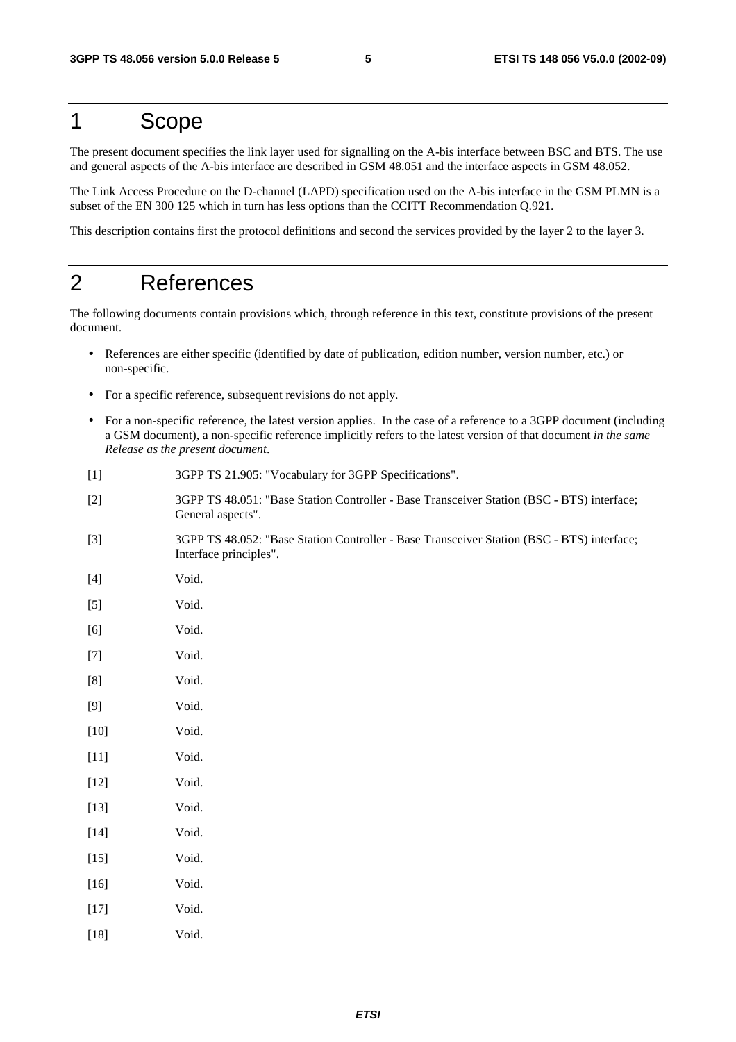# 1 Scope

The present document specifies the link layer used for signalling on the A-bis interface between BSC and BTS. The use and general aspects of the A-bis interface are described in GSM 48.051 and the interface aspects in GSM 48.052.

The Link Access Procedure on the D-channel (LAPD) specification used on the A-bis interface in the GSM PLMN is a subset of the EN 300 125 which in turn has less options than the CCITT Recommendation Q.921.

This description contains first the protocol definitions and second the services provided by the layer 2 to the layer 3.

# 2 References

The following documents contain provisions which, through reference in this text, constitute provisions of the present document.

- References are either specific (identified by date of publication, edition number, version number, etc.) or non-specific.
- For a specific reference, subsequent revisions do not apply.
- For a non-specific reference, the latest version applies. In the case of a reference to a 3GPP document (including a GSM document), a non-specific reference implicitly refers to the latest version of that document *in the same Release as the present document*.

[1] 3GPP TS 21.905: "Vocabulary for 3GPP Specifications".

[2] 3GPP TS 48.051: "Base Station Controller - Base Transceiver Station (BSC - BTS) interface; General aspects".

[3] 3GPP TS 48.052: "Base Station Controller - Base Transceiver Station (BSC - BTS) interface; Interface principles".

[4] Void.

[5] Void.

[6] Void.

[7] Void.

[8] Void.

[9] Void.

[10] Void.

[11] Void.

[12] Void.

[13] Void.

[14] Void.

[15] Void.

[16] Void.

[17] Void.

[18] Void.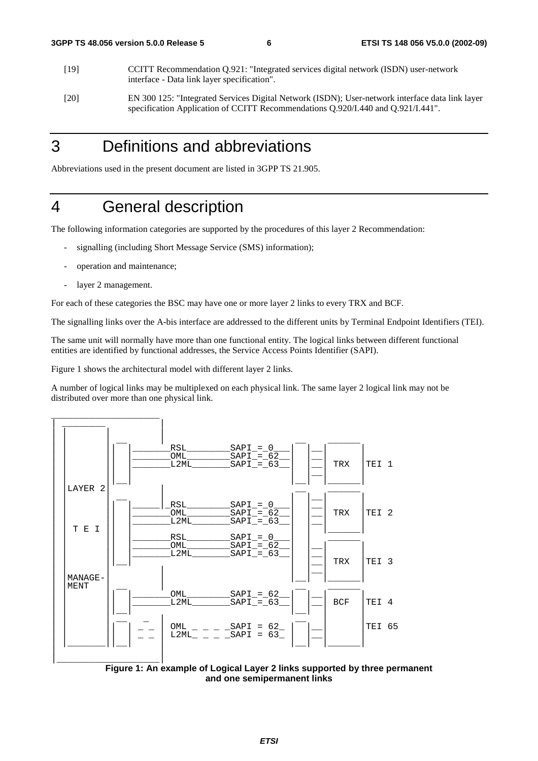[19] CCITT Recommendation Q.921: "Integrated services digital network (ISDN) user-network interface - Data link layer specification".

[20] EN 300 125: "Integrated Services Digital Network (ISDN); User-network interface data link layer specification Application of CCITT Recommendations Q.920/I.440 and Q.921/I.441".

# 3 Definitions and abbreviations

Abbreviations used in the present document are listed in 3GPP TS 21.905.

# 4 General description

The following information categories are supported by the procedures of this layer 2 Recommendation:

- signalling (including Short Message Service (SMS) information);
- operation and maintenance;
- layer 2 management.

For each of these categories the BSC may have one or more layer 2 links to every TRX and BCF.

The signalling links over the A-bis interface are addressed to the different units by Terminal Endpoint Identifiers (TEI).

The same unit will normally have more than one functional entity. The logical links between different functional entities are identified by functional addresses, the Service Access Points Identifier (SAPI).

Figure 1 shows the architectural model with different layer 2 links.

A number of logical links may be multiplexed on each physical link. The same layer 2 logical link may not be distributed over more than one physical link.

```
 ______________________
|  ________            |
| |        |           |
| |        |  __       |                             __    ______
| |        | |  |_______RSL________SAPI_=_0___|  |  |__|  |      |
| |        | |  |_______OML________SAPI_=_62__|  |  |__|  | TRX  | TEI 1
| |        | |  |_______L2ML_______SAPI_=_63__|  |  |__|  |      |
| |        | |__|      |                      |__|  |__|  |______|
| | LAYER 2|           |                       __          ______
| |        |  __       |                      |  |  |__|  |      |
| |        | |  |_____|_RSL________SAPI_=_0___|  |  |__|  | TRX  | TEI 2
| |        | |  |_______OML________SAPI_=_62__|  |  |__|  |      |
| |  T E I | |  |_______L2ML_______SAPI_=_63__|  |        |______|
| |        | |  |_______RSL________SAPI_=_0___|  |         ______
| |        | |  |_______OML________SAPI_=_62__|  |  |__|  |      |
| |        | |  |_______L2ML_______SAPI_=_63__|  |  |__|  | TRX  | TEI 3
| |        | |__|      |                      |__|  |__|  |      |
| | MANAGE-|           |                       __          ______
| | MENT   |  __       |                      |  |  |__|  |      |
| |        | |  |_______OML________SAPI_=_62__|  |  |__|  | BCF  | TEI 4
| |        | |  |_______L2ML_______SAPI_=_63__|  |        |      |
| |        | |__|      |                      |__|        |      |
| |        |  __    _  |                       __         |      |
| |        | |  | _ _  | OML _ _ _ _SAPI = 62_|  |  |__|  |      | TEI 65
| |        | |  | _ _  | L2ML_ _ _ _SAPI = 63_|  |  |__|  |      |
| |________| |__|      |                      |__|        |______|
|                      |
|______________________|
```

**Figure 1: An example of Logical Layer 2 links supported by three permanent and one semipermanent links**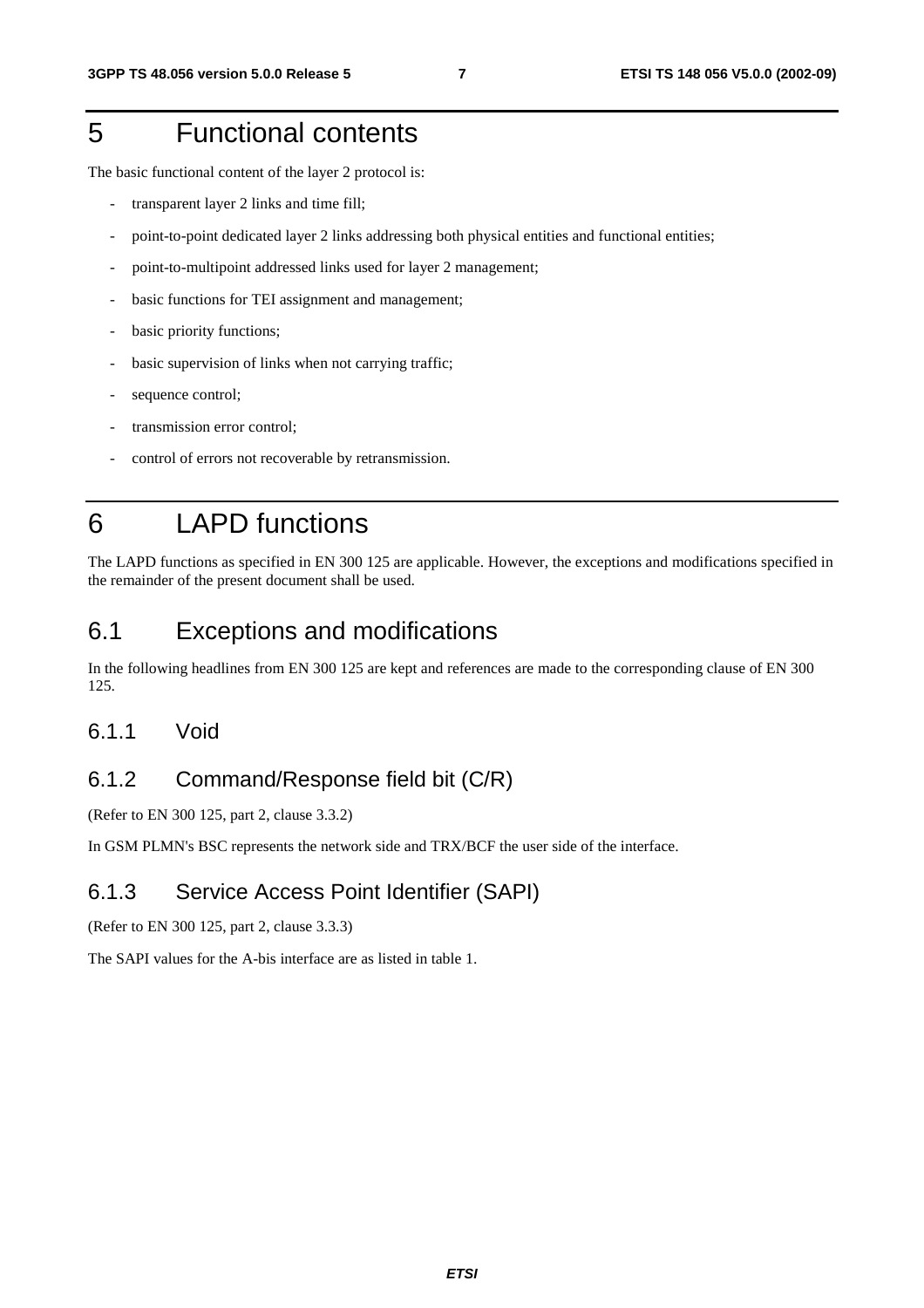# 5 Functional contents

The basic functional content of the layer 2 protocol is:

- transparent layer 2 links and time fill;
- point-to-point dedicated layer 2 links addressing both physical entities and functional entities;
- point-to-multipoint addressed links used for layer 2 management;
- basic functions for TEI assignment and management;
- basic priority functions;
- basic supervision of links when not carrying traffic;
- sequence control;
- transmission error control;
- control of errors not recoverable by retransmission.

# 6 LAPD functions

The LAPD functions as specified in EN 300 125 are applicable. However, the exceptions and modifications specified in the remainder of the present document shall be used.

## 6.1 Exceptions and modifications

In the following headlines from EN 300 125 are kept and references are made to the corresponding clause of EN 300 125.

### 6.1.1 Void

### 6.1.2 Command/Response field bit (C/R)

(Refer to EN 300 125, part 2, clause 3.3.2)

In GSM PLMN's BSC represents the network side and TRX/BCF the user side of the interface.

### 6.1.3 Service Access Point Identifier (SAPI)

(Refer to EN 300 125, part 2, clause 3.3.3)

The SAPI values for the A-bis interface are as listed in table 1.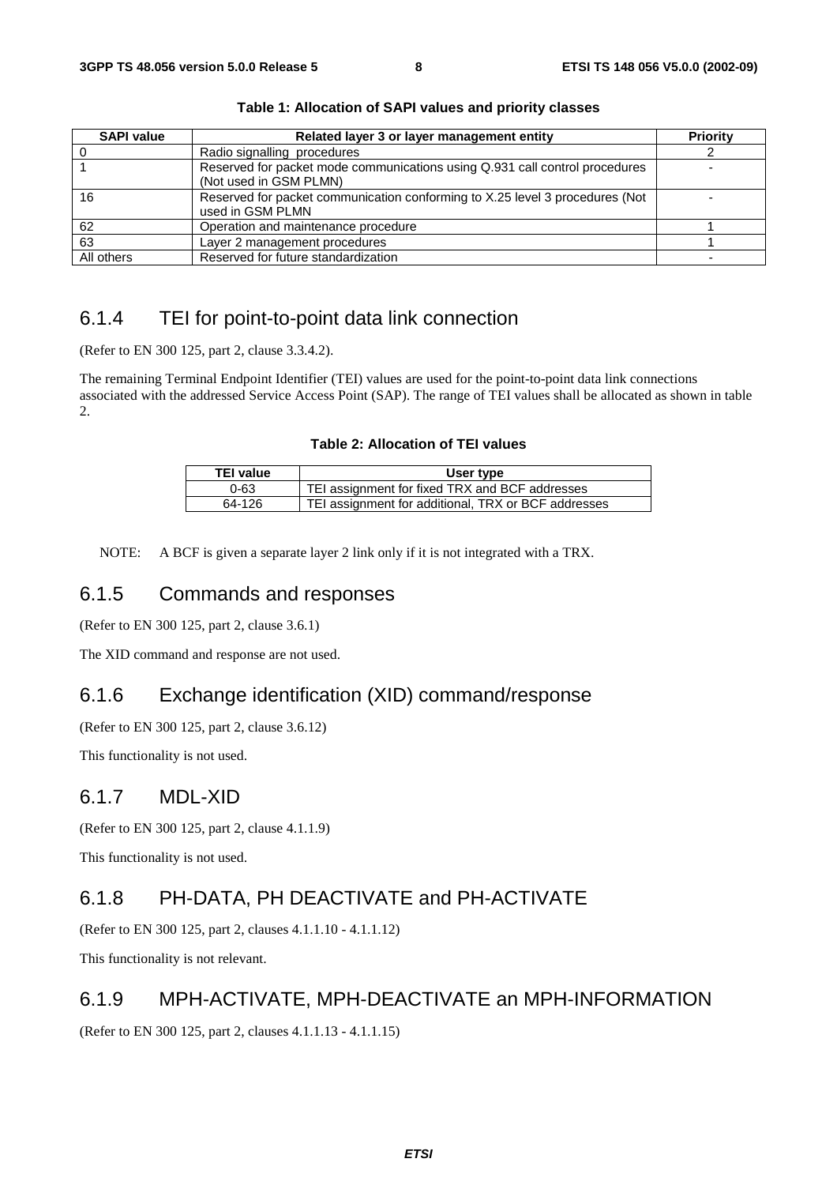**Table 1: Allocation of SAPI values and priority classes**

| SAPI value | Related layer 3 or layer management entity | Priority |
|---|---|---|
| 0 | Radio signalling procedures | 2 |
| 1 | Reserved for packet mode communications using Q.931 call control procedures (Not used in GSM PLMN) | - |
| 16 | Reserved for packet communication conforming to X.25 level 3 procedures (Not used in GSM PLMN | - |
| 62 | Operation and maintenance procedure | 1 |
| 63 | Layer 2 management procedures | 1 |
| All others | Reserved for future standardization | - |

## 6.1.4 TEI for point-to-point data link connection

(Refer to EN 300 125, part 2, clause 3.3.4.2).

The remaining Terminal Endpoint Identifier (TEI) values are used for the point-to-point data link connections associated with the addressed Service Access Point (SAP). The range of TEI values shall be allocated as shown in table 2.

**Table 2: Allocation of TEI values**

| TEI value | User type |
|---|---|
| 0-63 | TEI assignment for fixed TRX and BCF addresses |
| 64-126 | TEI assignment for additional, TRX or BCF addresses |

NOTE: A BCF is given a separate layer 2 link only if it is not integrated with a TRX.

## 6.1.5 Commands and responses

(Refer to EN 300 125, part 2, clause 3.6.1)

The XID command and response are not used.

## 6.1.6 Exchange identification (XID) command/response

(Refer to EN 300 125, part 2, clause 3.6.12)

This functionality is not used.

## 6.1.7 MDL-XID

(Refer to EN 300 125, part 2, clause 4.1.1.9)

This functionality is not used.

## 6.1.8 PH-DATA, PH DEACTIVATE and PH-ACTIVATE

(Refer to EN 300 125, part 2, clauses 4.1.1.10 - 4.1.1.12)

This functionality is not relevant.

## 6.1.9 MPH-ACTIVATE, MPH-DEACTIVATE an MPH-INFORMATION

(Refer to EN 300 125, part 2, clauses 4.1.1.13 - 4.1.1.15)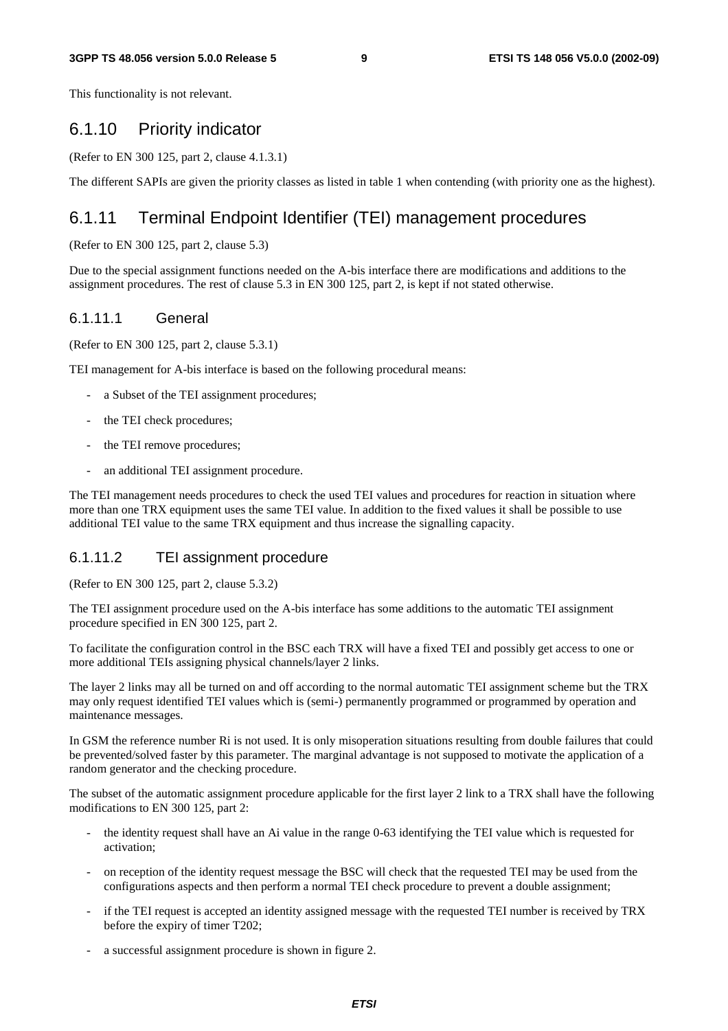This functionality is not relevant.

### 6.1.10 Priority indicator

(Refer to EN 300 125, part 2, clause 4.1.3.1)

The different SAPIs are given the priority classes as listed in table 1 when contending (with priority one as the highest).

### 6.1.11 Terminal Endpoint Identifier (TEI) management procedures

(Refer to EN 300 125, part 2, clause 5.3)

Due to the special assignment functions needed on the A-bis interface there are modifications and additions to the assignment procedures. The rest of clause 5.3 in EN 300 125, part 2, is kept if not stated otherwise.

#### 6.1.11.1 General

(Refer to EN 300 125, part 2, clause 5.3.1)

TEI management for A-bis interface is based on the following procedural means:

- a Subset of the TEI assignment procedures;
- the TEI check procedures;
- the TEI remove procedures;
- an additional TEI assignment procedure.

The TEI management needs procedures to check the used TEI values and procedures for reaction in situation where more than one TRX equipment uses the same TEI value. In addition to the fixed values it shall be possible to use additional TEI value to the same TRX equipment and thus increase the signalling capacity.

#### 6.1.11.2 TEI assignment procedure

(Refer to EN 300 125, part 2, clause 5.3.2)

The TEI assignment procedure used on the A-bis interface has some additions to the automatic TEI assignment procedure specified in EN 300 125, part 2.

To facilitate the configuration control in the BSC each TRX will have a fixed TEI and possibly get access to one or more additional TEIs assigning physical channels/layer 2 links.

The layer 2 links may all be turned on and off according to the normal automatic TEI assignment scheme but the TRX may only request identified TEI values which is (semi-) permanently programmed or programmed by operation and maintenance messages.

In GSM the reference number Ri is not used. It is only misoperation situations resulting from double failures that could be prevented/solved faster by this parameter. The marginal advantage is not supposed to motivate the application of a random generator and the checking procedure.

The subset of the automatic assignment procedure applicable for the first layer 2 link to a TRX shall have the following modifications to EN 300 125, part 2:

- the identity request shall have an Ai value in the range 0-63 identifying the TEI value which is requested for activation;
- on reception of the identity request message the BSC will check that the requested TEI may be used from the configurations aspects and then perform a normal TEI check procedure to prevent a double assignment;
- if the TEI request is accepted an identity assigned message with the requested TEI number is received by TRX before the expiry of timer T202;
- a successful assignment procedure is shown in figure 2.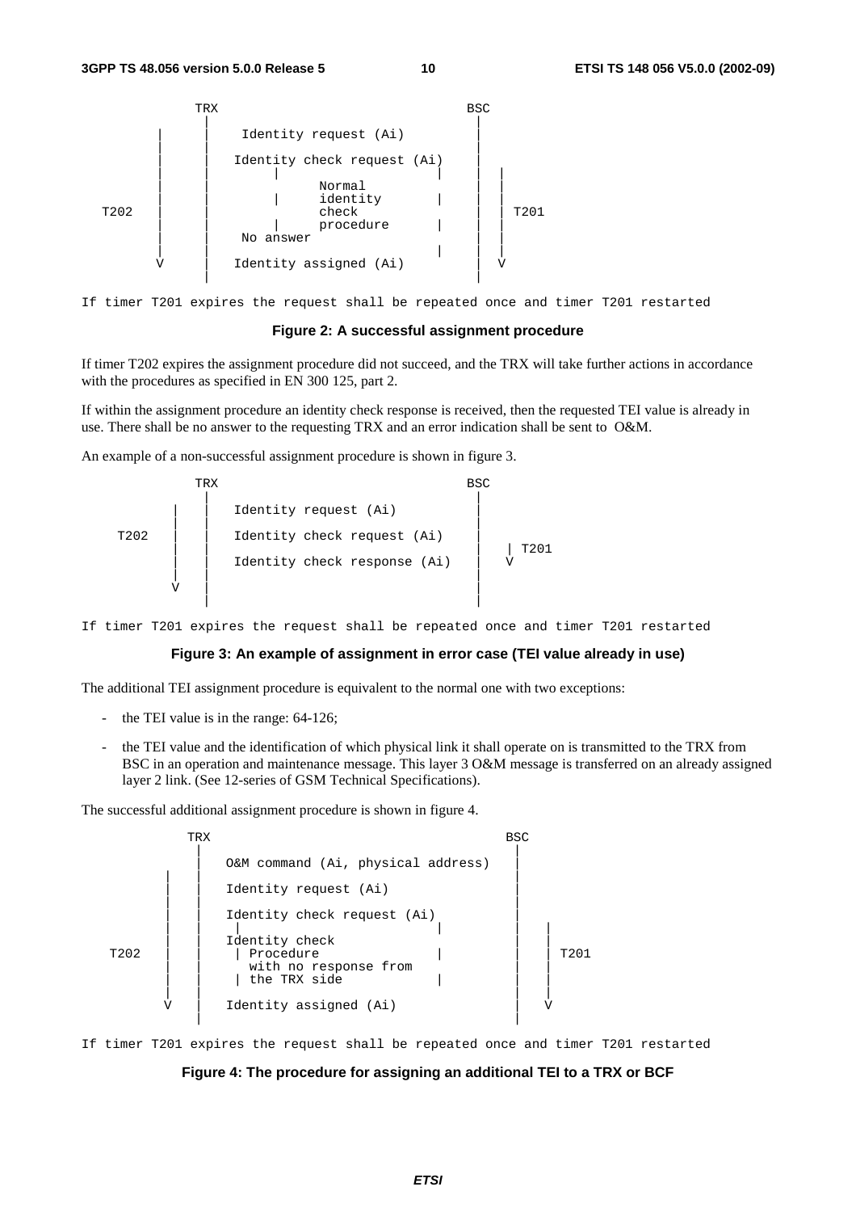```
            TRX                                    BSC
             |                                      |
        |    |    Identity request (Ai)             |
        |    |                                      |
        |    |   Identity check request (Ai)        |
        |    |        |                    |        |   |
        |    |             Normal                   |   |
        |    |        |    identity        |        |   |
T202    |    |             check                    |   | T201
        |    |        |    procedure       |        |   |
        |    |    No answer                         |   |
        |    |                             |        |   |
        V    |   Identity assigned (Ai)             |   V
             |                                      |
```

```
If timer T201 expires the request shall be repeated once and timer T201 restarted
```

**Figure 2: A successful assignment procedure**

If timer T202 expires the assignment procedure did not succeed, and the TRX will take further actions in accordance with the procedures as specified in EN 300 125, part 2.

If within the assignment procedure an identity check response is received, then the requested TEI value is already in use. There shall be no answer to the requesting TRX and an error indication shall be sent to O&M.

An example of a non-successful assignment procedure is shown in figure 3.

```
            TRX                                    BSC
             |                                      |
        |    |   Identity request (Ai)              |
        |    |                                      |
T202    |    |   Identity check request (Ai)        |
        |    |                                      |   | T201
        |    |   Identity check response (Ai)       |   V
        |    |                                      |
        V    |                                      |
             |                                      |
```

```
If timer T201 expires the request shall be repeated once and timer T201 restarted
```

**Figure 3: An example of assignment in error case (TEI value already in use)**

The additional TEI assignment procedure is equivalent to the normal one with two exceptions:

- the TEI value is in the range: 64-126;
- the TEI value and the identification of which physical link it shall operate on is transmitted to the TRX from BSC in an operation and maintenance message. This layer 3 O&M message is transferred on an already assigned layer 2 link. (See 12-series of GSM Technical Specifications).

The successful additional assignment procedure is shown in figure 4.

```
            TRX                                         BSC
             |                                           |
             |   O&M command (Ai, physical address)      |
        |    |                                           |
        |    |   Identity request (Ai)                   |
        |    |                                           |
        |    |   Identity check request (Ai)             |
        |    |    |                         |            |   |
        |    |   Identity check                          |   |
T202    |    |    | Procedure               |            |   | T201
        |    |      with no response from                |   |
        |    |    | the TRX side            |            |   |
        |    |                                           |   |
        V    |   Identity assigned (Ai)                  |   V
             |                                           |
```

```
If timer T201 expires the request shall be repeated once and timer T201 restarted
```

**Figure 4: The procedure for assigning an additional TEI to a TRX or BCF**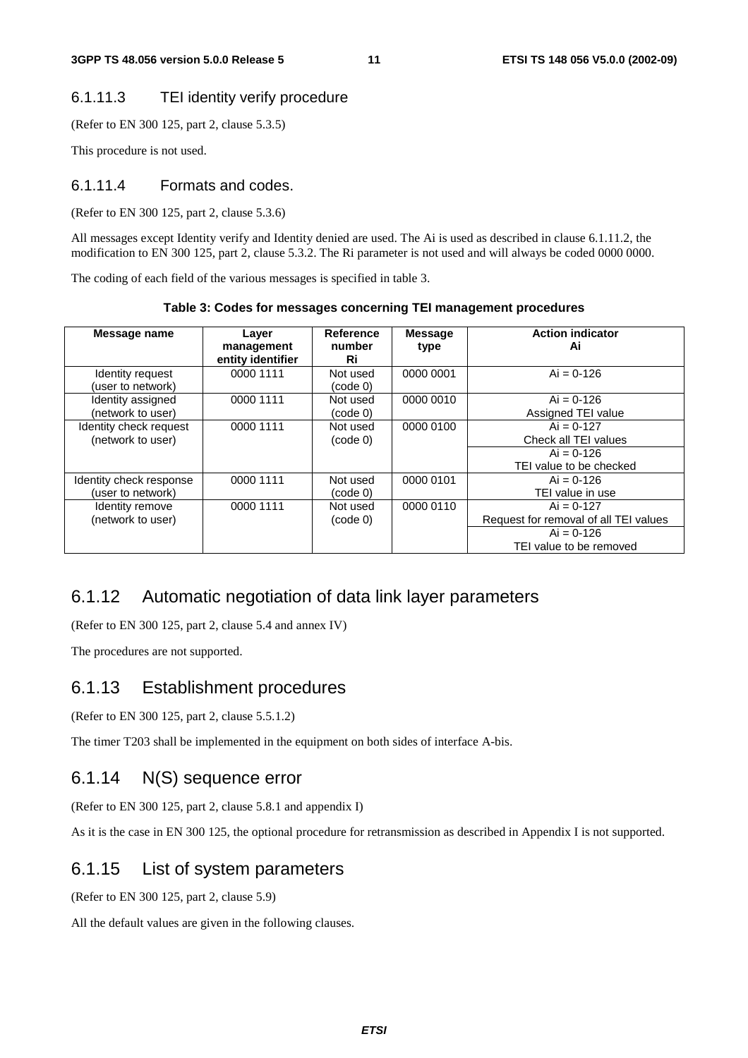### 6.1.11.3 TEI identity verify procedure

(Refer to EN 300 125, part 2, clause 5.3.5)

This procedure is not used.

### 6.1.11.4 Formats and codes.

(Refer to EN 300 125, part 2, clause 5.3.6)

All messages except Identity verify and Identity denied are used. The Ai is used as described in clause 6.1.11.2, the modification to EN 300 125, part 2, clause 5.3.2. The Ri parameter is not used and will always be coded 0000 0000.

The coding of each field of the various messages is specified in table 3.

**Table 3: Codes for messages concerning TEI management procedures**

| Message name | Layer management entity identifier | Reference number Ri | Message type | Action indicator Ai |
|---|---|---|---|---|
| Identity request (user to network) | 0000 1111 | Not used (code 0) | 0000 0001 | Ai = 0-126 |
| Identity assigned (network to user) | 0000 1111 | Not used (code 0) | 0000 0010 | Ai = 0-126 Assigned TEI value |
| Identity check request (network to user) | 0000 1111 | Not used (code 0) | 0000 0100 | Ai = 0-127 Check all TEI values |
| | | | | Ai = 0-126 TEI value to be checked |
| Identity check response (user to network) | 0000 1111 | Not used (code 0) | 0000 0101 | Ai = 0-126 TEI value in use |
| Identity remove (network to user) | 0000 1111 | Not used (code 0) | 0000 0110 | Ai = 0-127 Request for removal of all TEI values |
| | | | | Ai = 0-126 TEI value to be removed |

## 6.1.12 Automatic negotiation of data link layer parameters

(Refer to EN 300 125, part 2, clause 5.4 and annex IV)

The procedures are not supported.

## 6.1.13 Establishment procedures

(Refer to EN 300 125, part 2, clause 5.5.1.2)

The timer T203 shall be implemented in the equipment on both sides of interface A-bis.

## 6.1.14 N(S) sequence error

(Refer to EN 300 125, part 2, clause 5.8.1 and appendix I)

As it is the case in EN 300 125, the optional procedure for retransmission as described in Appendix I is not supported.

## 6.1.15 List of system parameters

(Refer to EN 300 125, part 2, clause 5.9)

All the default values are given in the following clauses.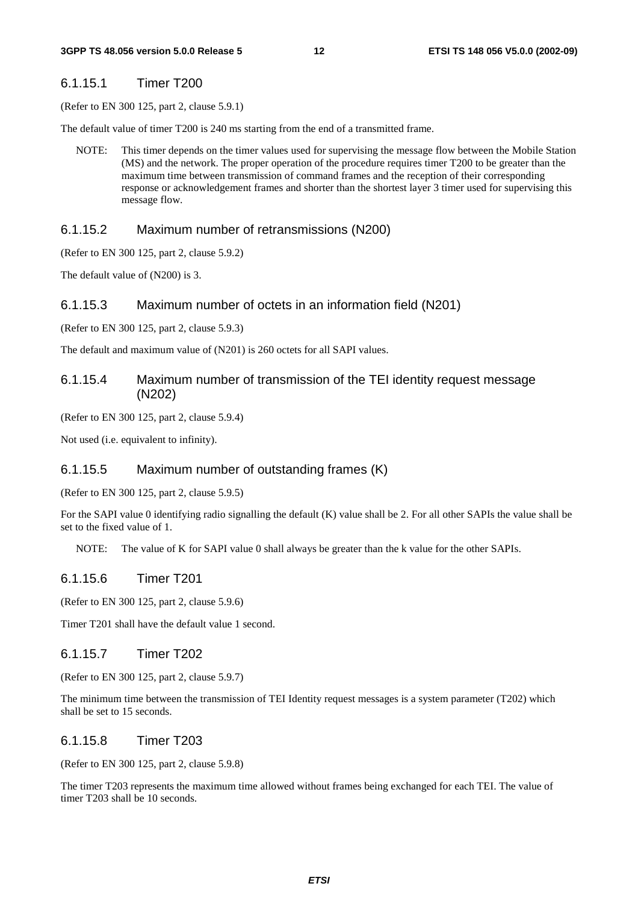#### 6.1.15.1 Timer T200

(Refer to EN 300 125, part 2, clause 5.9.1)

The default value of timer T200 is 240 ms starting from the end of a transmitted frame.

NOTE: This timer depends on the timer values used for supervising the message flow between the Mobile Station (MS) and the network. The proper operation of the procedure requires timer T200 to be greater than the maximum time between transmission of command frames and the reception of their corresponding response or acknowledgement frames and shorter than the shortest layer 3 timer used for supervising this message flow.

#### 6.1.15.2 Maximum number of retransmissions (N200)

(Refer to EN 300 125, part 2, clause 5.9.2)

The default value of (N200) is 3.

#### 6.1.15.3 Maximum number of octets in an information field (N201)

(Refer to EN 300 125, part 2, clause 5.9.3)

The default and maximum value of (N201) is 260 octets for all SAPI values.

#### 6.1.15.4 Maximum number of transmission of the TEI identity request message (N202)

(Refer to EN 300 125, part 2, clause 5.9.4)

Not used (i.e. equivalent to infinity).

#### 6.1.15.5 Maximum number of outstanding frames (K)

(Refer to EN 300 125, part 2, clause 5.9.5)

For the SAPI value 0 identifying radio signalling the default (K) value shall be 2. For all other SAPIs the value shall be set to the fixed value of 1.

NOTE: The value of K for SAPI value 0 shall always be greater than the k value for the other SAPIs.

#### 6.1.15.6 Timer T201

(Refer to EN 300 125, part 2, clause 5.9.6)

Timer T201 shall have the default value 1 second.

#### 6.1.15.7 Timer T202

(Refer to EN 300 125, part 2, clause 5.9.7)

The minimum time between the transmission of TEI Identity request messages is a system parameter (T202) which shall be set to 15 seconds.

#### 6.1.15.8 Timer T203

(Refer to EN 300 125, part 2, clause 5.9.8)

The timer T203 represents the maximum time allowed without frames being exchanged for each TEI. The value of timer T203 shall be 10 seconds.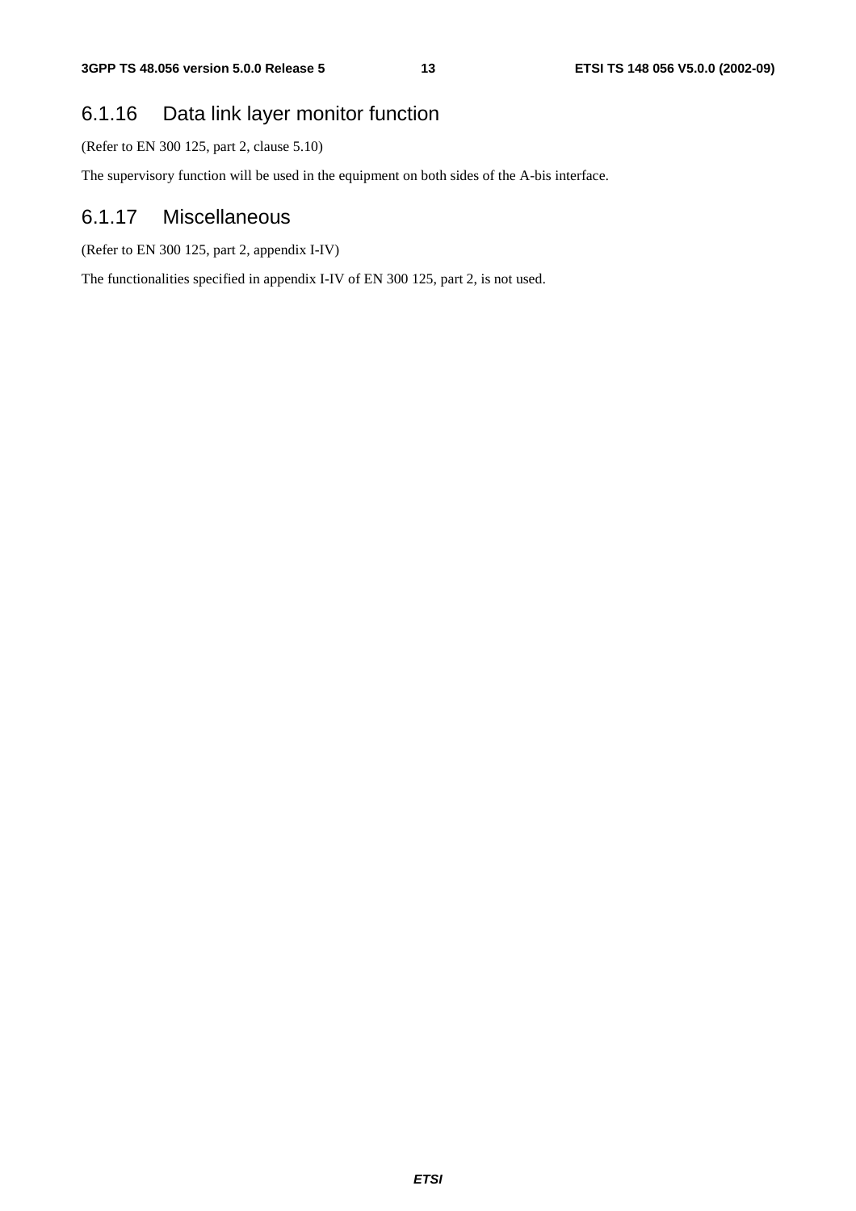### 6.1.16 Data link layer monitor function

(Refer to EN 300 125, part 2, clause 5.10)

The supervisory function will be used in the equipment on both sides of the A-bis interface.

### 6.1.17 Miscellaneous

(Refer to EN 300 125, part 2, appendix I-IV)

The functionalities specified in appendix I-IV of EN 300 125, part 2, is not used.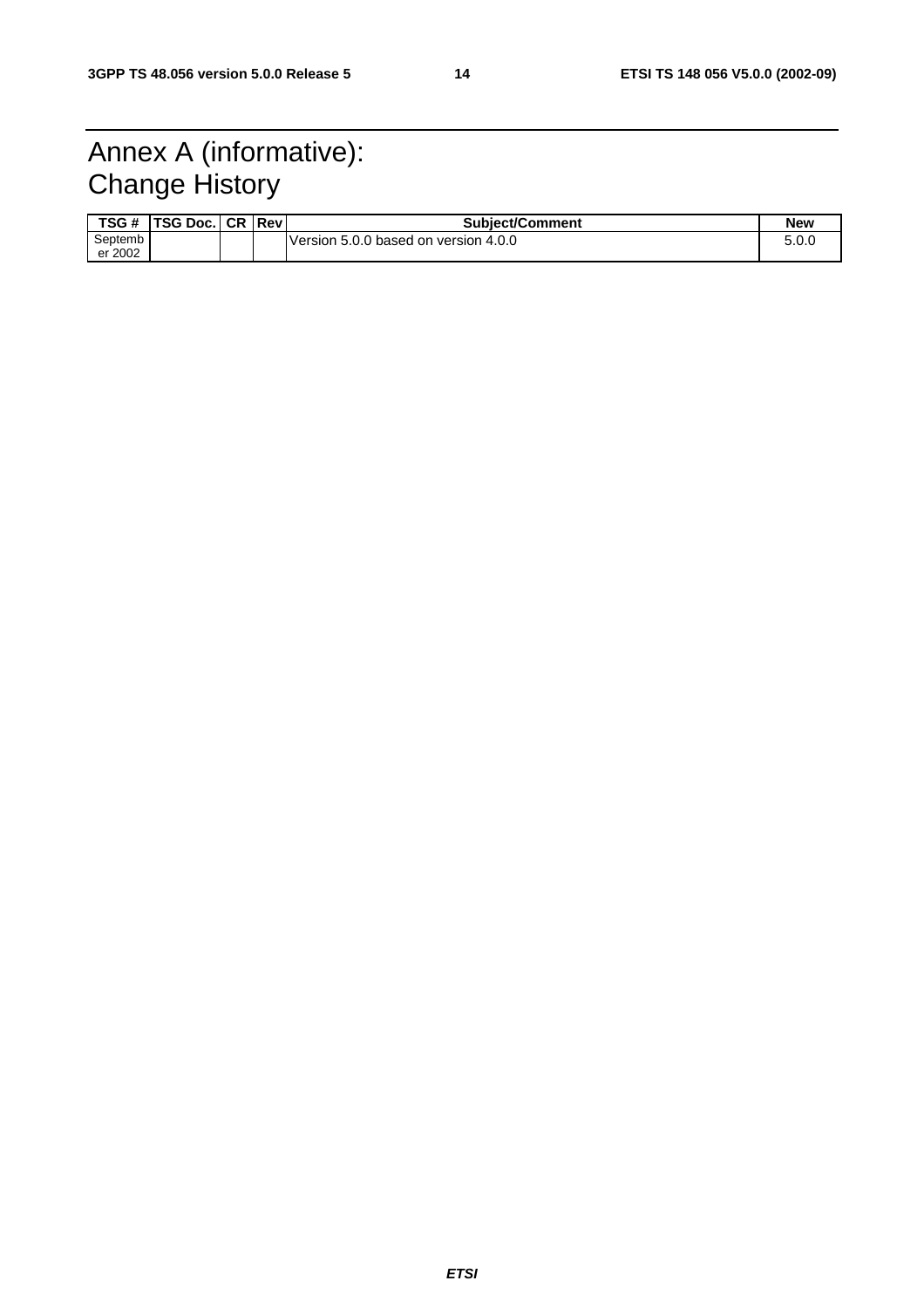# Annex A (informative): Change History

| TSG # | TSG Doc. | CR | Rev | Subject/Comment | New |
|---|---|---|---|---|---|
| September 2002 | | | | Version 5.0.0 based on version 4.0.0 | 5.0.0 |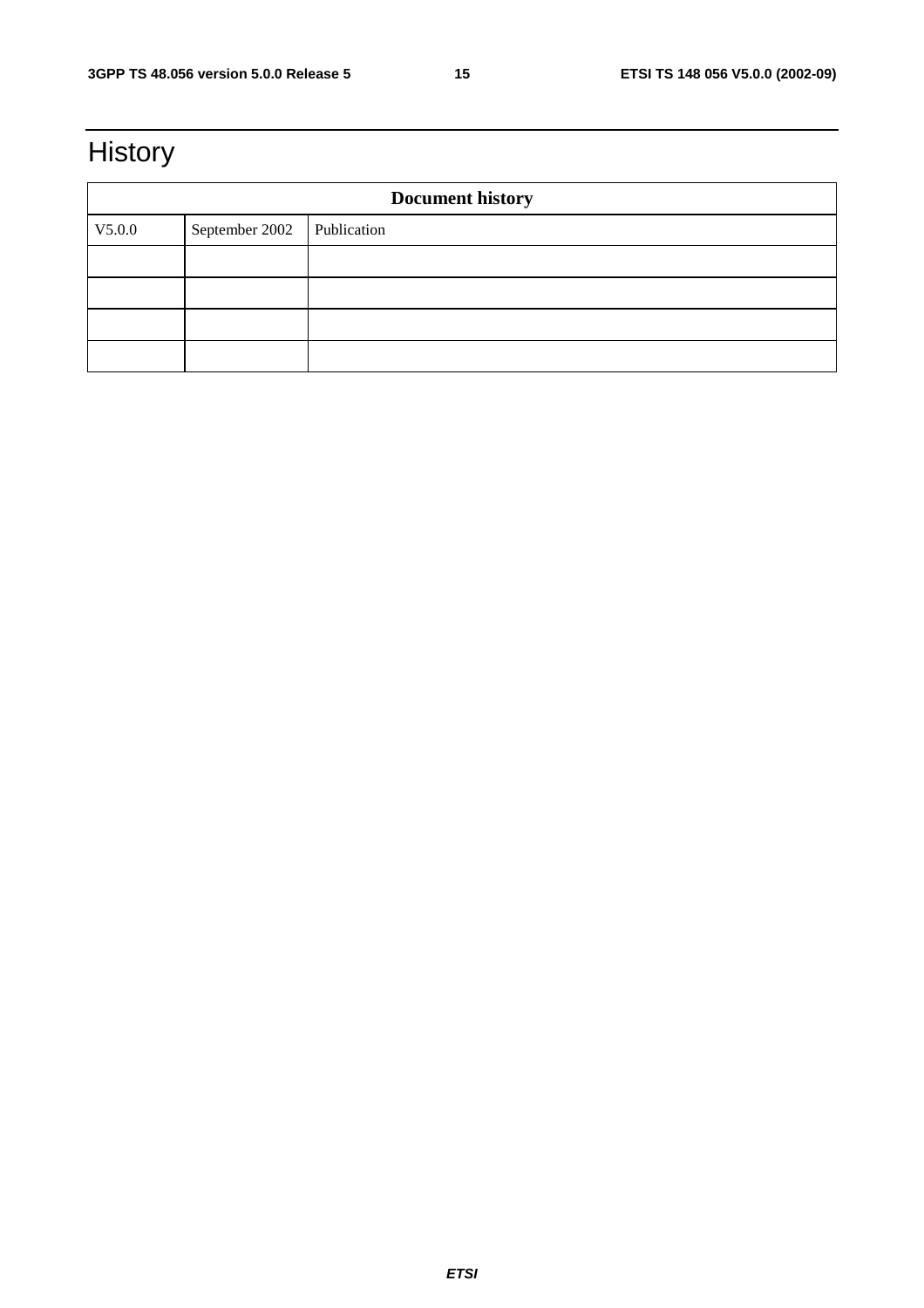# History

| Document history | | |
|---|---|---|
| V5.0.0 | September 2002 | Publication |
| | | |
| | | |
| | | |
| | | |